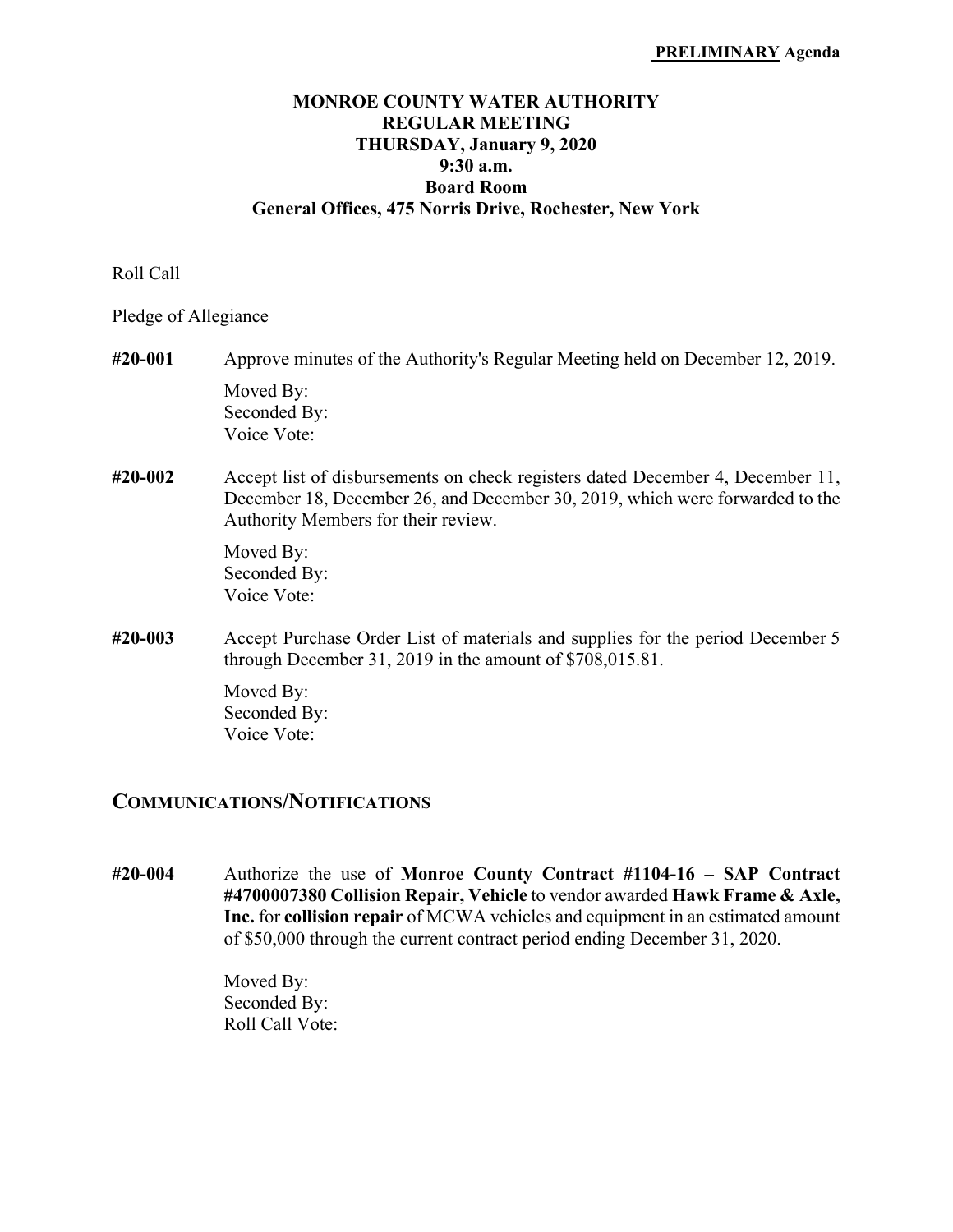**PRELIMINARY Agenda**

# MONROE COUNTY WATER AUTHORITY
## REGULAR MEETING
## THURSDAY, January 9, 2020
## 9:30 a.m.
## Board Room
## General Offices, 475 Norris Drive, Rochester, New York

Roll Call

Pledge of Allegiance

**#20-001** Approve minutes of the Authority's Regular Meeting held on December 12, 2019.

Moved By:
Seconded By:
Voice Vote:

**#20-002** Accept list of disbursements on check registers dated December 4, December 11, December 18, December 26, and December 30, 2019, which were forwarded to the Authority Members for their review.

Moved By:
Seconded By:
Voice Vote:

**#20-003** Accept Purchase Order List of materials and supplies for the period December 5 through December 31, 2019 in the amount of $708,015.81.

Moved By:
Seconded By:
Voice Vote:

## COMMUNICATIONS/NOTIFICATIONS

**#20-004** Authorize the use of **Monroe County Contract #1104-16 – SAP Contract #4700007380 Collision Repair, Vehicle** to vendor awarded **Hawk Frame & Axle, Inc.** for **collision repair** of MCWA vehicles and equipment in an estimated amount of $50,000 through the current contract period ending December 31, 2020.

Moved By:
Seconded By:
Roll Call Vote: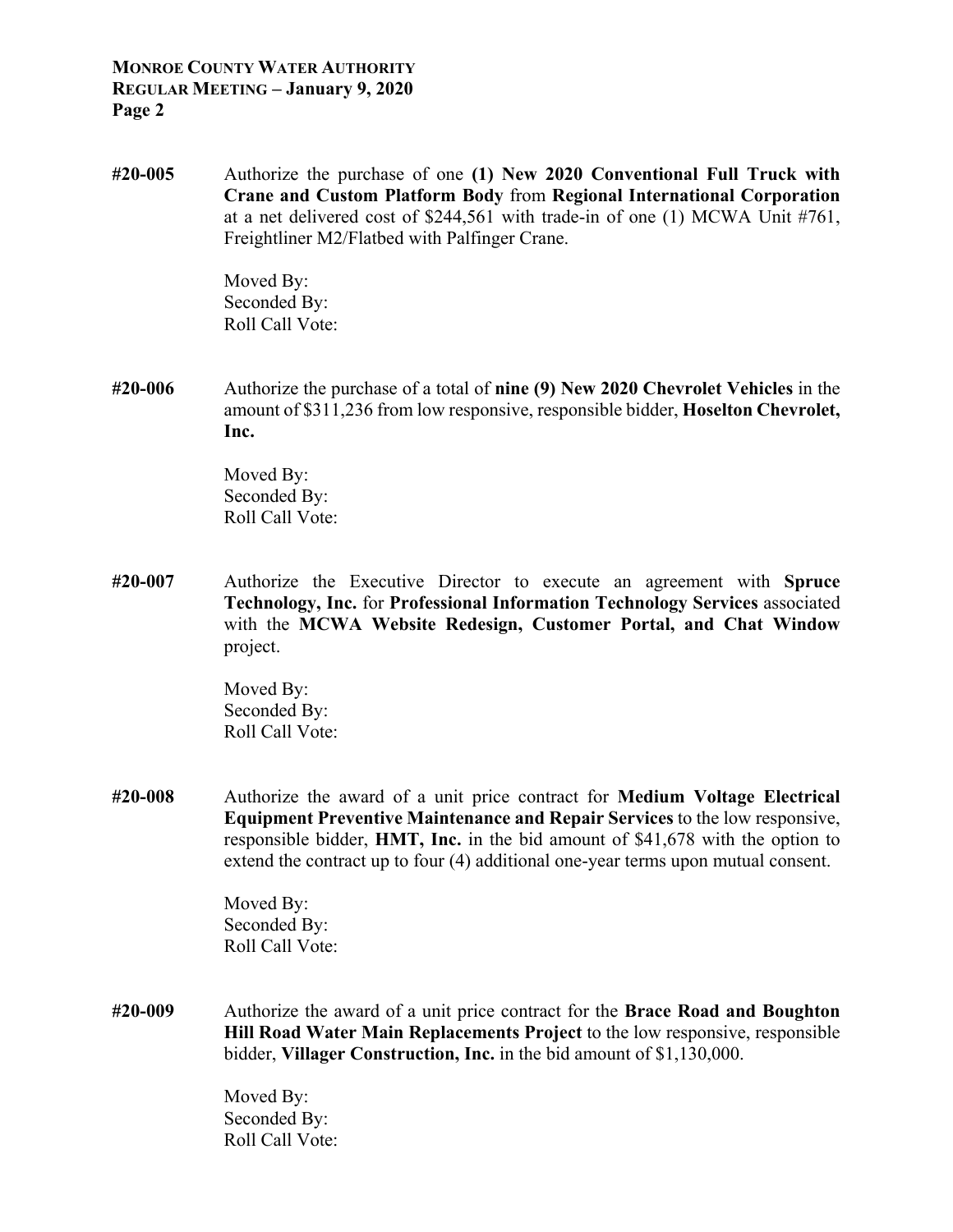**#20-005** Authorize the purchase of one **(1) New 2020 Conventional Full Truck with Crane and Custom Platform Body** from **Regional International Corporation** at a net delivered cost of $244,561 with trade-in of one (1) MCWA Unit #761, Freightliner M2/Flatbed with Palfinger Crane.

Moved By:
Seconded By:
Roll Call Vote:

**#20-006** Authorize the purchase of a total of **nine (9) New 2020 Chevrolet Vehicles** in the amount of $311,236 from low responsive, responsible bidder, **Hoselton Chevrolet, Inc.**

Moved By:
Seconded By:
Roll Call Vote:

**#20-007** Authorize the Executive Director to execute an agreement with **Spruce Technology, Inc.** for **Professional Information Technology Services** associated with the **MCWA Website Redesign, Customer Portal, and Chat Window** project.

Moved By:
Seconded By:
Roll Call Vote:

**#20-008** Authorize the award of a unit price contract for **Medium Voltage Electrical Equipment Preventive Maintenance and Repair Services** to the low responsive, responsible bidder, **HMT, Inc.** in the bid amount of $41,678 with the option to extend the contract up to four (4) additional one-year terms upon mutual consent.

Moved By:
Seconded By:
Roll Call Vote:

**#20-009** Authorize the award of a unit price contract for the **Brace Road and Boughton Hill Road Water Main Replacements Project** to the low responsive, responsible bidder, **Villager Construction, Inc.** in the bid amount of $1,130,000.

Moved By:
Seconded By:
Roll Call Vote: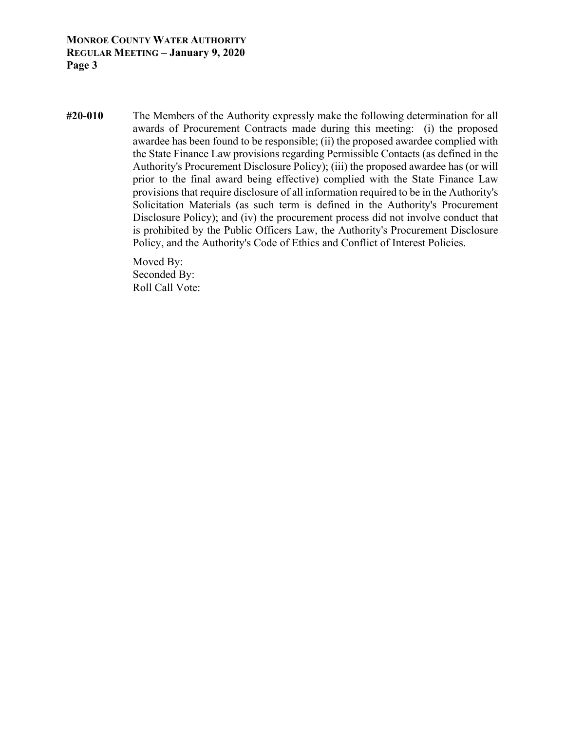**#20-010** The Members of the Authority expressly make the following determination for all awards of Procurement Contracts made during this meeting: (i) the proposed awardee has been found to be responsible; (ii) the proposed awardee complied with the State Finance Law provisions regarding Permissible Contacts (as defined in the Authority's Procurement Disclosure Policy); (iii) the proposed awardee has (or will prior to the final award being effective) complied with the State Finance Law provisions that require disclosure of all information required to be in the Authority's Solicitation Materials (as such term is defined in the Authority's Procurement Disclosure Policy); and (iv) the procurement process did not involve conduct that is prohibited by the Public Officers Law, the Authority's Procurement Disclosure Policy, and the Authority's Code of Ethics and Conflict of Interest Policies.

Moved By:
Seconded By:
Roll Call Vote: